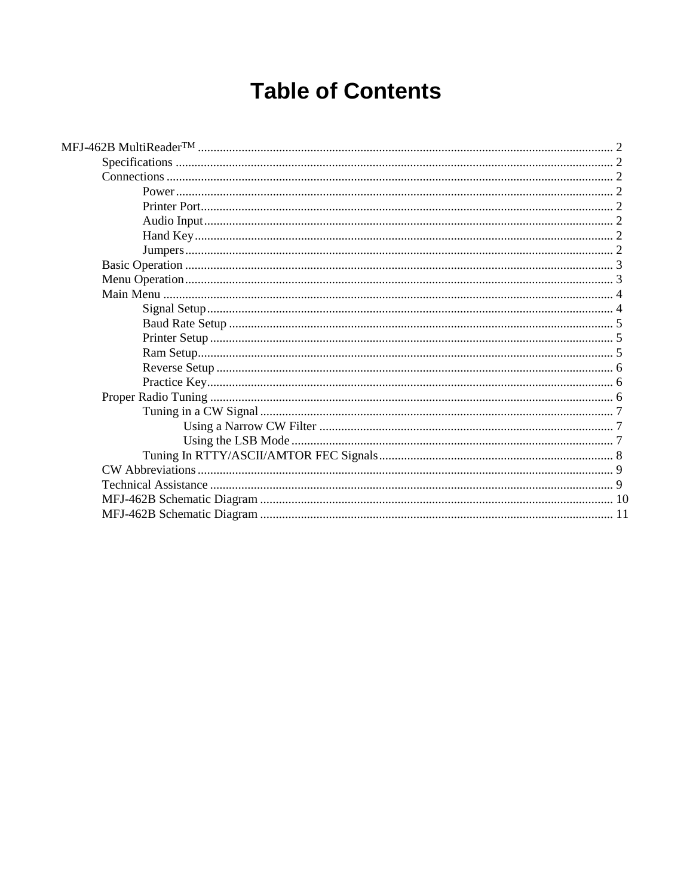# Table of Contents

MFJ-462B MultiReader™ .................................................................................................................................... 2
- Specifications ........................................................................................................................................... 2
- Connections ............................................................................................................................................. 2
  - Power .......................................................................................................................................... 2
  - Printer Port.................................................................................................................................. 2
  - Audio Input................................................................................................................................. 2
  - Hand Key.................................................................................................................................... 2
  - Jumpers....................................................................................................................................... 2
- Basic Operation ........................................................................................................................................ 3
- Menu Operation........................................................................................................................................ 3
- Main Menu .............................................................................................................................................. 4
  - Signal Setup................................................................................................................................. 4
  - Baud Rate Setup .......................................................................................................................... 5
  - Printer Setup................................................................................................................................ 5
  - Ram Setup.................................................................................................................................... 5
  - Reverse Setup .............................................................................................................................. 6
  - Practice Key................................................................................................................................. 6
- Proper Radio Tuning ................................................................................................................................ 6
  - Tuning in a CW Signal................................................................................................................ 7
    - Using a Narrow CW Filter ............................................................................................. 7
    - Using the LSB Mode ...................................................................................................... 7
  - Tuning In RTTY/ASCII/AMTOR FEC Signals........................................................................... 8
- CW Abbreviations.................................................................................................................................... 9
- Technical Assistance ................................................................................................................................ 9
- MFJ-462B Schematic Diagram ................................................................................................................ 10
- MFJ-462B Schematic Diagram ................................................................................................................ 11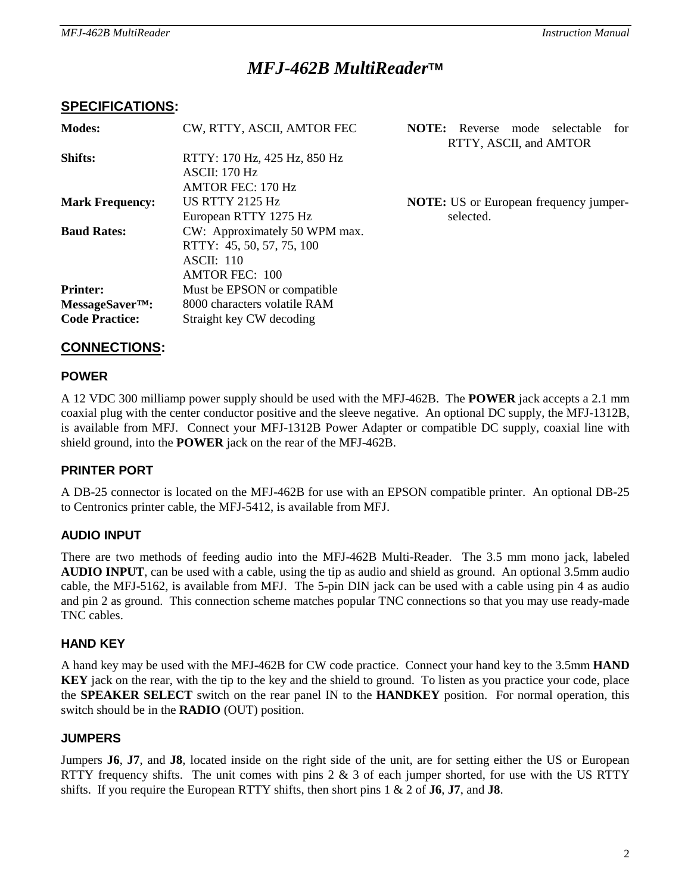# *MFJ-462B MultiReader™*

## SPECIFICATIONS:

| | | |
|---|---|---|
| **Modes:** | CW, RTTY, ASCII, AMTOR FEC | **NOTE:** Reverse mode selectable for RTTY, ASCII, and AMTOR |
| **Shifts:** | RTTY: 170 Hz, 425 Hz, 850 Hz<br>ASCII: 170 Hz<br>AMTOR FEC: 170 Hz | |
| **Mark Frequency:** | US RTTY 2125 Hz<br>European RTTY 1275 Hz | **NOTE:** US or European frequency jumper-selected. |
| **Baud Rates:** | CW: Approximately 50 WPM max.<br>RTTY: 45, 50, 57, 75, 100<br>ASCII: 110<br>AMTOR FEC: 100 | |
| **Printer:** | Must be EPSON or compatible | |
| **MessageSaver™:** | 8000 characters volatile RAM | |
| **Code Practice:** | Straight key CW decoding | |

## CONNECTIONS:

### POWER

A 12 VDC 300 milliamp power supply should be used with the MFJ-462B. The **POWER** jack accepts a 2.1 mm coaxial plug with the center conductor positive and the sleeve negative. An optional DC supply, the MFJ-1312B, is available from MFJ. Connect your MFJ-1312B Power Adapter or compatible DC supply, coaxial line with shield ground, into the **POWER** jack on the rear of the MFJ-462B.

### PRINTER PORT

A DB-25 connector is located on the MFJ-462B for use with an EPSON compatible printer. An optional DB-25 to Centronics printer cable, the MFJ-5412, is available from MFJ.

### AUDIO INPUT

There are two methods of feeding audio into the MFJ-462B Multi-Reader. The 3.5 mm mono jack, labeled **AUDIO INPUT**, can be used with a cable, using the tip as audio and shield as ground. An optional 3.5mm audio cable, the MFJ-5162, is available from MFJ. The 5-pin DIN jack can be used with a cable using pin 4 as audio and pin 2 as ground. This connection scheme matches popular TNC connections so that you may use ready-made TNC cables.

### HAND KEY

A hand key may be used with the MFJ-462B for CW code practice. Connect your hand key to the 3.5mm **HAND KEY** jack on the rear, with the tip to the key and the shield to ground. To listen as you practice your code, place the **SPEAKER SELECT** switch on the rear panel IN to the **HANDKEY** position. For normal operation, this switch should be in the **RADIO** (OUT) position.

### JUMPERS

Jumpers **J6**, **J7**, and **J8**, located inside on the right side of the unit, are for setting either the US or European RTTY frequency shifts. The unit comes with pins 2 & 3 of each jumper shorted, for use with the US RTTY shifts. If you require the European RTTY shifts, then short pins 1 & 2 of **J6**, **J7**, and **J8**.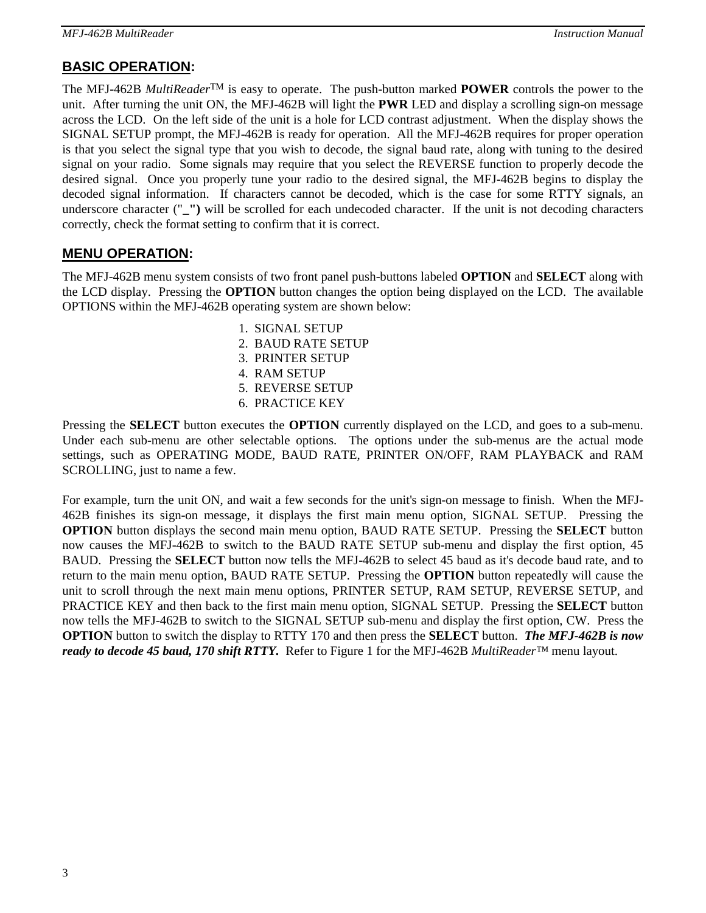## **BASIC OPERATION**:

The MFJ-462B *MultiReader*™ is easy to operate. The push-button marked **POWER** controls the power to the unit. After turning the unit ON, the MFJ-462B will light the **PWR** LED and display a scrolling sign-on message across the LCD. On the left side of the unit is a hole for LCD contrast adjustment. When the display shows the SIGNAL SETUP prompt, the MFJ-462B is ready for operation. All the MFJ-462B requires for proper operation is that you select the signal type that you wish to decode, the signal baud rate, along with tuning to the desired signal on your radio. Some signals may require that you select the REVERSE function to properly decode the desired signal. Once you properly tune your radio to the desired signal, the MFJ-462B begins to display the decoded signal information. If characters cannot be decoded, which is the case for some RTTY signals, an underscore character ("**_")** will be scrolled for each undecoded character. If the unit is not decoding characters correctly, check the format setting to confirm that it is correct.

## **MENU OPERATION**:

The MFJ-462B menu system consists of two front panel push-buttons labeled **OPTION** and **SELECT** along with the LCD display. Pressing the **OPTION** button changes the option being displayed on the LCD. The available OPTIONS within the MFJ-462B operating system are shown below:

1. SIGNAL SETUP
2. BAUD RATE SETUP
3. PRINTER SETUP
4. RAM SETUP
5. REVERSE SETUP
6. PRACTICE KEY

Pressing the **SELECT** button executes the **OPTION** currently displayed on the LCD, and goes to a sub-menu. Under each sub-menu are other selectable options. The options under the sub-menus are the actual mode settings, such as OPERATING MODE, BAUD RATE, PRINTER ON/OFF, RAM PLAYBACK and RAM SCROLLING, just to name a few.

For example, turn the unit ON, and wait a few seconds for the unit's sign-on message to finish. When the MFJ-462B finishes its sign-on message, it displays the first main menu option, SIGNAL SETUP. Pressing the **OPTION** button displays the second main menu option, BAUD RATE SETUP. Pressing the **SELECT** button now causes the MFJ-462B to switch to the BAUD RATE SETUP sub-menu and display the first option, 45 BAUD. Pressing the **SELECT** button now tells the MFJ-462B to select 45 baud as it's decode baud rate, and to return to the main menu option, BAUD RATE SETUP. Pressing the **OPTION** button repeatedly will cause the unit to scroll through the next main menu options, PRINTER SETUP, RAM SETUP, REVERSE SETUP, and PRACTICE KEY and then back to the first main menu option, SIGNAL SETUP. Pressing the **SELECT** button now tells the MFJ-462B to switch to the SIGNAL SETUP sub-menu and display the first option, CW. Press the **OPTION** button to switch the display to RTTY 170 and then press the **SELECT** button. ***The MFJ-462B is now ready to decode 45 baud, 170 shift RTTY.*** Refer to Figure 1 for the MFJ-462B *MultiReader*™ menu layout.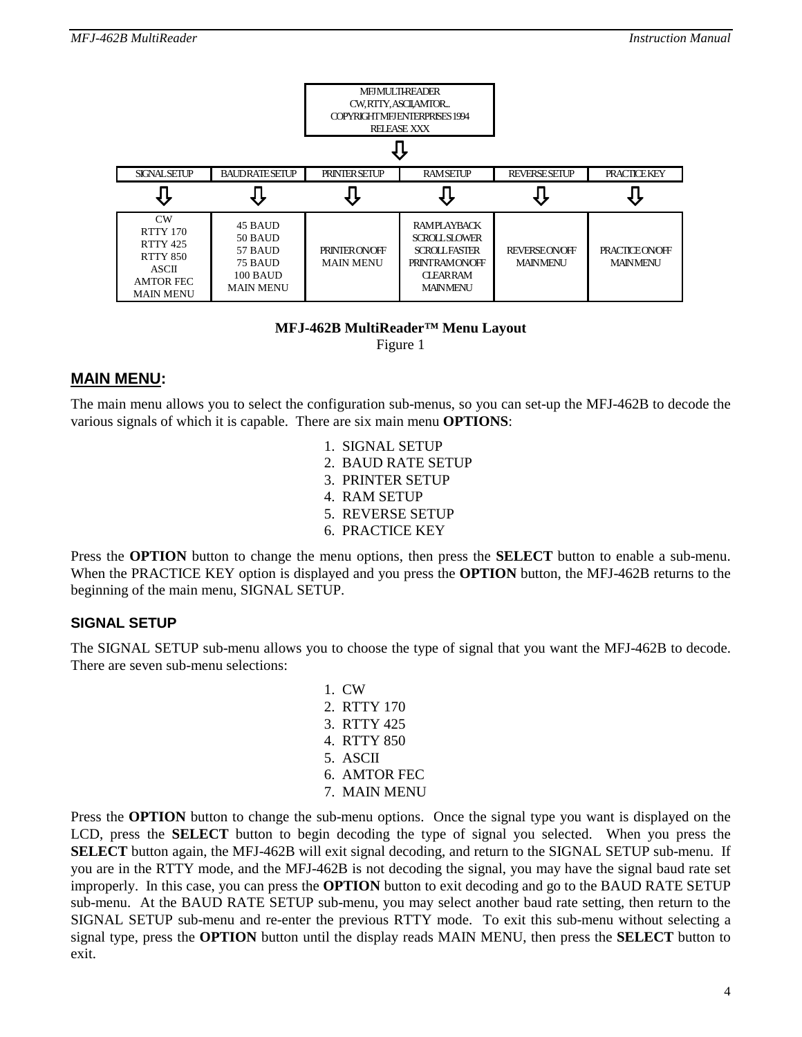MFJ MULTI-READER
CW, RTTY, ASCII, AMTOR...
COPYRIGHT MFJ ENTERPRISES 1994
RELEASE XXX

| SIGNAL SETUP | BAUD RATE SETUP | PRINTER SETUP | RAM SETUP | REVERSE SETUP | PRACTICE KEY |
|---|---|---|---|---|---|
| CW<br>RTTY 170<br>RTTY 425<br>RTTY 850<br>ASCII<br>AMTOR FEC<br>MAIN MENU | 45 BAUD<br>50 BAUD<br>57 BAUD<br>75 BAUD<br>100 BAUD<br>MAIN MENU | PRINTER ON/OFF<br>MAIN MENU | RAM PLAYBACK<br>SCROLL SLOWER<br>SCROLL FASTER<br>PRINT RAM ON/OFF<br>CLEAR RAM<br>MAIN MENU | REVERSE ON/OFF<br>MAIN MENU | PRACTICE ON/OFF<br>MAIN MENU |

**MFJ-462B MultiReader™ Menu Layout**
Figure 1

## MAIN MENU:

The main menu allows you to select the configuration sub-menus, so you can set-up the MFJ-462B to decode the various signals of which it is capable. There are six main menu **OPTIONS**:

1. SIGNAL SETUP
2. BAUD RATE SETUP
3. PRINTER SETUP
4. RAM SETUP
5. REVERSE SETUP
6. PRACTICE KEY

Press the **OPTION** button to change the menu options, then press the **SELECT** button to enable a sub-menu. When the PRACTICE KEY option is displayed and you press the **OPTION** button, the MFJ-462B returns to the beginning of the main menu, SIGNAL SETUP.

### SIGNAL SETUP

The SIGNAL SETUP sub-menu allows you to choose the type of signal that you want the MFJ-462B to decode. There are seven sub-menu selections:

1. CW
2. RTTY 170
3. RTTY 425
4. RTTY 850
5. ASCII
6. AMTOR FEC
7. MAIN MENU

Press the **OPTION** button to change the sub-menu options. Once the signal type you want is displayed on the LCD, press the **SELECT** button to begin decoding the type of signal you selected. When you press the **SELECT** button again, the MFJ-462B will exit signal decoding, and return to the SIGNAL SETUP sub-menu. If you are in the RTTY mode, and the MFJ-462B is not decoding the signal, you may have the signal baud rate set improperly. In this case, you can press the **OPTION** button to exit decoding and go to the BAUD RATE SETUP sub-menu. At the BAUD RATE SETUP sub-menu, you may select another baud rate setting, then return to the SIGNAL SETUP sub-menu and re-enter the previous RTTY mode. To exit this sub-menu without selecting a signal type, press the **OPTION** button until the display reads MAIN MENU, then press the **SELECT** button to exit.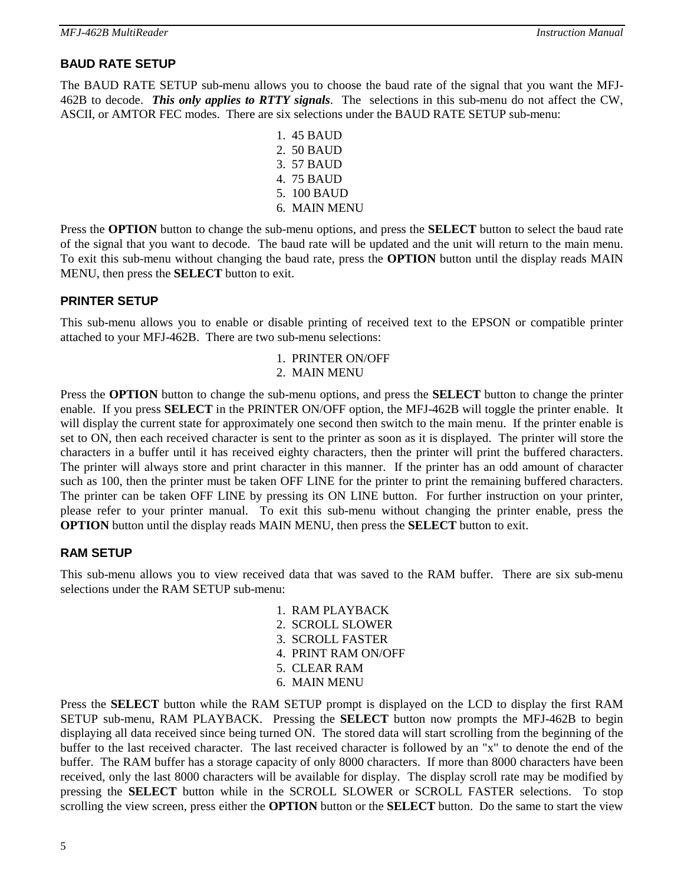## BAUD RATE SETUP

The BAUD RATE SETUP sub-menu allows you to choose the baud rate of the signal that you want the MFJ-462B to decode. ***This only applies to RTTY signals***. The selections in this sub-menu do not affect the CW, ASCII, or AMTOR FEC modes. There are six selections under the BAUD RATE SETUP sub-menu:

1. 45 BAUD
2. 50 BAUD
3. 57 BAUD
4. 75 BAUD
5. 100 BAUD
6. MAIN MENU

Press the **OPTION** button to change the sub-menu options, and press the **SELECT** button to select the baud rate of the signal that you want to decode. The baud rate will be updated and the unit will return to the main menu. To exit this sub-menu without changing the baud rate, press the **OPTION** button until the display reads MAIN MENU, then press the **SELECT** button to exit.

## PRINTER SETUP

This sub-menu allows you to enable or disable printing of received text to the EPSON or compatible printer attached to your MFJ-462B. There are two sub-menu selections:

1. PRINTER ON/OFF
2. MAIN MENU

Press the **OPTION** button to change the sub-menu options, and press the **SELECT** button to change the printer enable. If you press **SELECT** in the PRINTER ON/OFF option, the MFJ-462B will toggle the printer enable. It will display the current state for approximately one second then switch to the main menu. If the printer enable is set to ON, then each received character is sent to the printer as soon as it is displayed. The printer will store the characters in a buffer until it has received eighty characters, then the printer will print the buffered characters. The printer will always store and print character in this manner. If the printer has an odd amount of character such as 100, then the printer must be taken OFF LINE for the printer to print the remaining buffered characters. The printer can be taken OFF LINE by pressing its ON LINE button. For further instruction on your printer, please refer to your printer manual. To exit this sub-menu without changing the printer enable, press the **OPTION** button until the display reads MAIN MENU, then press the **SELECT** button to exit.

## RAM SETUP

This sub-menu allows you to view received data that was saved to the RAM buffer. There are six sub-menu selections under the RAM SETUP sub-menu:

1. RAM PLAYBACK
2. SCROLL SLOWER
3. SCROLL FASTER
4. PRINT RAM ON/OFF
5. CLEAR RAM
6. MAIN MENU

Press the **SELECT** button while the RAM SETUP prompt is displayed on the LCD to display the first RAM SETUP sub-menu, RAM PLAYBACK. Pressing the **SELECT** button now prompts the MFJ-462B to begin displaying all data received since being turned ON. The stored data will start scrolling from the beginning of the buffer to the last received character. The last received character is followed by an "x" to denote the end of the buffer. The RAM buffer has a storage capacity of only 8000 characters. If more than 8000 characters have been received, only the last 8000 characters will be available for display. The display scroll rate may be modified by pressing the **SELECT** button while in the SCROLL SLOWER or SCROLL FASTER selections. To stop scrolling the view screen, press either the **OPTION** button or the **SELECT** button. Do the same to start the view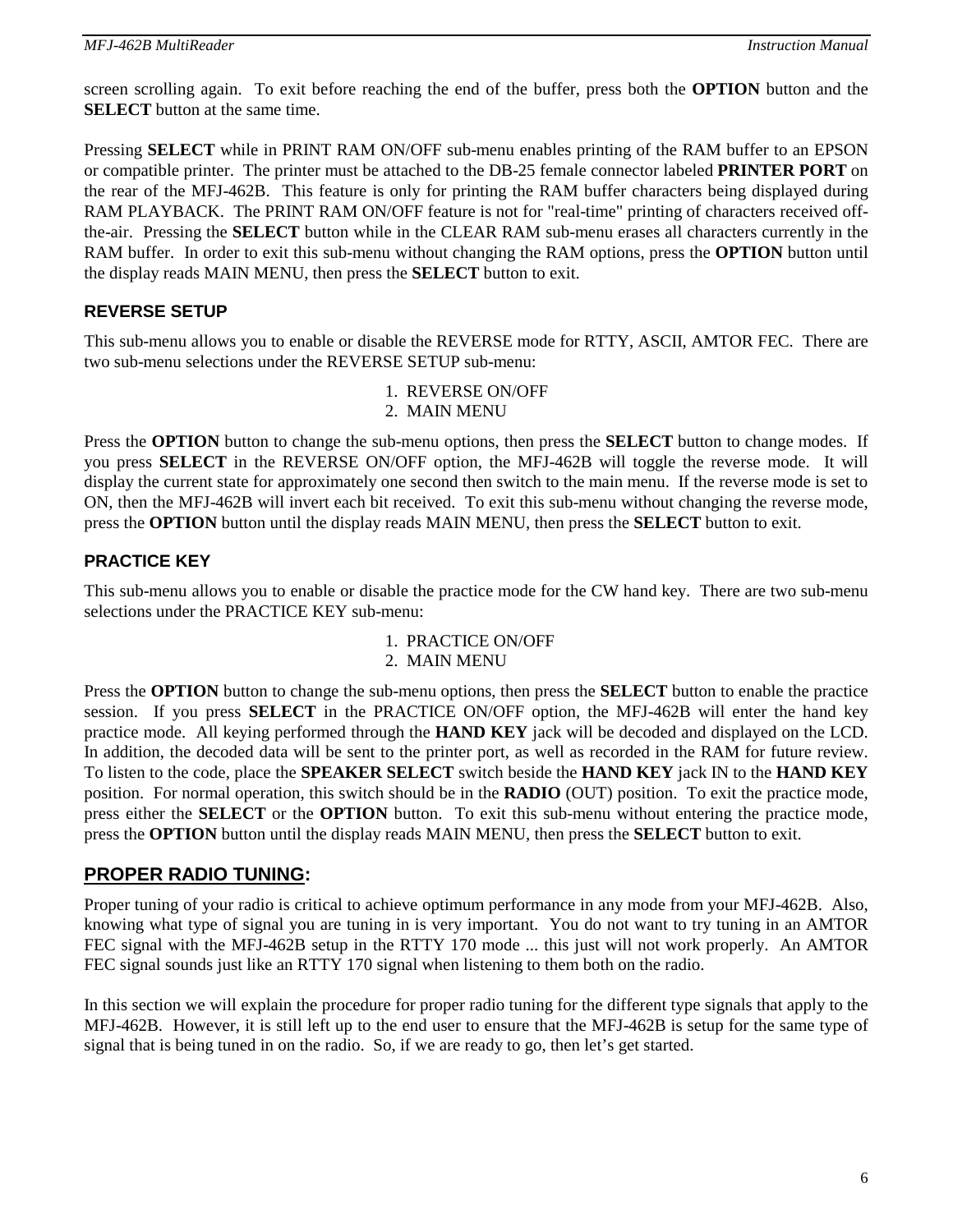screen scrolling again. To exit before reaching the end of the buffer, press both the **OPTION** button and the **SELECT** button at the same time.

Pressing **SELECT** while in PRINT RAM ON/OFF sub-menu enables printing of the RAM buffer to an EPSON or compatible printer. The printer must be attached to the DB-25 female connector labeled **PRINTER PORT** on the rear of the MFJ-462B. This feature is only for printing the RAM buffer characters being displayed during RAM PLAYBACK. The PRINT RAM ON/OFF feature is not for "real-time" printing of characters received off-the-air. Pressing the **SELECT** button while in the CLEAR RAM sub-menu erases all characters currently in the RAM buffer. In order to exit this sub-menu without changing the RAM options, press the **OPTION** button until the display reads MAIN MENU, then press the **SELECT** button to exit.

### REVERSE SETUP

This sub-menu allows you to enable or disable the REVERSE mode for RTTY, ASCII, AMTOR FEC. There are two sub-menu selections under the REVERSE SETUP sub-menu:

1. REVERSE ON/OFF
2. MAIN MENU

Press the **OPTION** button to change the sub-menu options, then press the **SELECT** button to change modes. If you press **SELECT** in the REVERSE ON/OFF option, the MFJ-462B will toggle the reverse mode. It will display the current state for approximately one second then switch to the main menu. If the reverse mode is set to ON, then the MFJ-462B will invert each bit received. To exit this sub-menu without changing the reverse mode, press the **OPTION** button until the display reads MAIN MENU, then press the **SELECT** button to exit.

### PRACTICE KEY

This sub-menu allows you to enable or disable the practice mode for the CW hand key. There are two sub-menu selections under the PRACTICE KEY sub-menu:

1. PRACTICE ON/OFF
2. MAIN MENU

Press the **OPTION** button to change the sub-menu options, then press the **SELECT** button to enable the practice session. If you press **SELECT** in the PRACTICE ON/OFF option, the MFJ-462B will enter the hand key practice mode. All keying performed through the **HAND KEY** jack will be decoded and displayed on the LCD. In addition, the decoded data will be sent to the printer port, as well as recorded in the RAM for future review. To listen to the code, place the **SPEAKER SELECT** switch beside the **HAND KEY** jack IN to the **HAND KEY** position. For normal operation, this switch should be in the **RADIO** (OUT) position. To exit the practice mode, press either the **SELECT** or the **OPTION** button. To exit this sub-menu without entering the practice mode, press the **OPTION** button until the display reads MAIN MENU, then press the **SELECT** button to exit.

## PROPER RADIO TUNING:

Proper tuning of your radio is critical to achieve optimum performance in any mode from your MFJ-462B. Also, knowing what type of signal you are tuning in is very important. You do not want to try tuning in an AMTOR FEC signal with the MFJ-462B setup in the RTTY 170 mode ... this just will not work properly. An AMTOR FEC signal sounds just like an RTTY 170 signal when listening to them both on the radio.

In this section we will explain the procedure for proper radio tuning for the different type signals that apply to the MFJ-462B. However, it is still left up to the end user to ensure that the MFJ-462B is setup for the same type of signal that is being tuned in on the radio. So, if we are ready to go, then let's get started.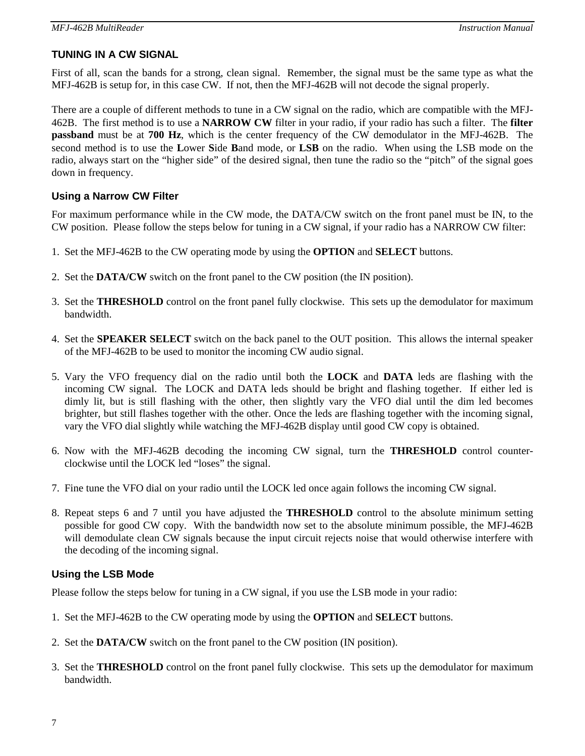## TUNING IN A CW SIGNAL

First of all, scan the bands for a strong, clean signal. Remember, the signal must be the same type as what the MFJ-462B is setup for, in this case CW. If not, then the MFJ-462B will not decode the signal properly.

There are a couple of different methods to tune in a CW signal on the radio, which are compatible with the MFJ-462B. The first method is to use a **NARROW CW** filter in your radio, if your radio has such a filter. The **filter passband** must be at **700 Hz**, which is the center frequency of the CW demodulator in the MFJ-462B. The second method is to use the **L**ower **S**ide **B**and mode, or **LSB** on the radio. When using the LSB mode on the radio, always start on the “higher side” of the desired signal, then tune the radio so the “pitch” of the signal goes down in frequency.

### Using a Narrow CW Filter

For maximum performance while in the CW mode, the DATA/CW switch on the front panel must be IN, to the CW position. Please follow the steps below for tuning in a CW signal, if your radio has a NARROW CW filter:

1. Set the MFJ-462B to the CW operating mode by using the **OPTION** and **SELECT** buttons.

2. Set the **DATA/CW** switch on the front panel to the CW position (the IN position).

3. Set the **THRESHOLD** control on the front panel fully clockwise. This sets up the demodulator for maximum bandwidth.

4. Set the **SPEAKER SELECT** switch on the back panel to the OUT position. This allows the internal speaker of the MFJ-462B to be used to monitor the incoming CW audio signal.

5. Vary the VFO frequency dial on the radio until both the **LOCK** and **DATA** leds are flashing with the incoming CW signal. The LOCK and DATA leds should be bright and flashing together. If either led is dimly lit, but is still flashing with the other, then slightly vary the VFO dial until the dim led becomes brighter, but still flashes together with the other. Once the leds are flashing together with the incoming signal, vary the VFO dial slightly while watching the MFJ-462B display until good CW copy is obtained.

6. Now with the MFJ-462B decoding the incoming CW signal, turn the **THRESHOLD** control counter-clockwise until the LOCK led “loses” the signal.

7. Fine tune the VFO dial on your radio until the LOCK led once again follows the incoming CW signal.

8. Repeat steps 6 and 7 until you have adjusted the **THRESHOLD** control to the absolute minimum setting possible for good CW copy. With the bandwidth now set to the absolute minimum possible, the MFJ-462B will demodulate clean CW signals because the input circuit rejects noise that would otherwise interfere with the decoding of the incoming signal.

### Using the LSB Mode

Please follow the steps below for tuning in a CW signal, if you use the LSB mode in your radio:

1. Set the MFJ-462B to the CW operating mode by using the **OPTION** and **SELECT** buttons.

2. Set the **DATA/CW** switch on the front panel to the CW position (IN position).

3. Set the **THRESHOLD** control on the front panel fully clockwise. This sets up the demodulator for maximum bandwidth.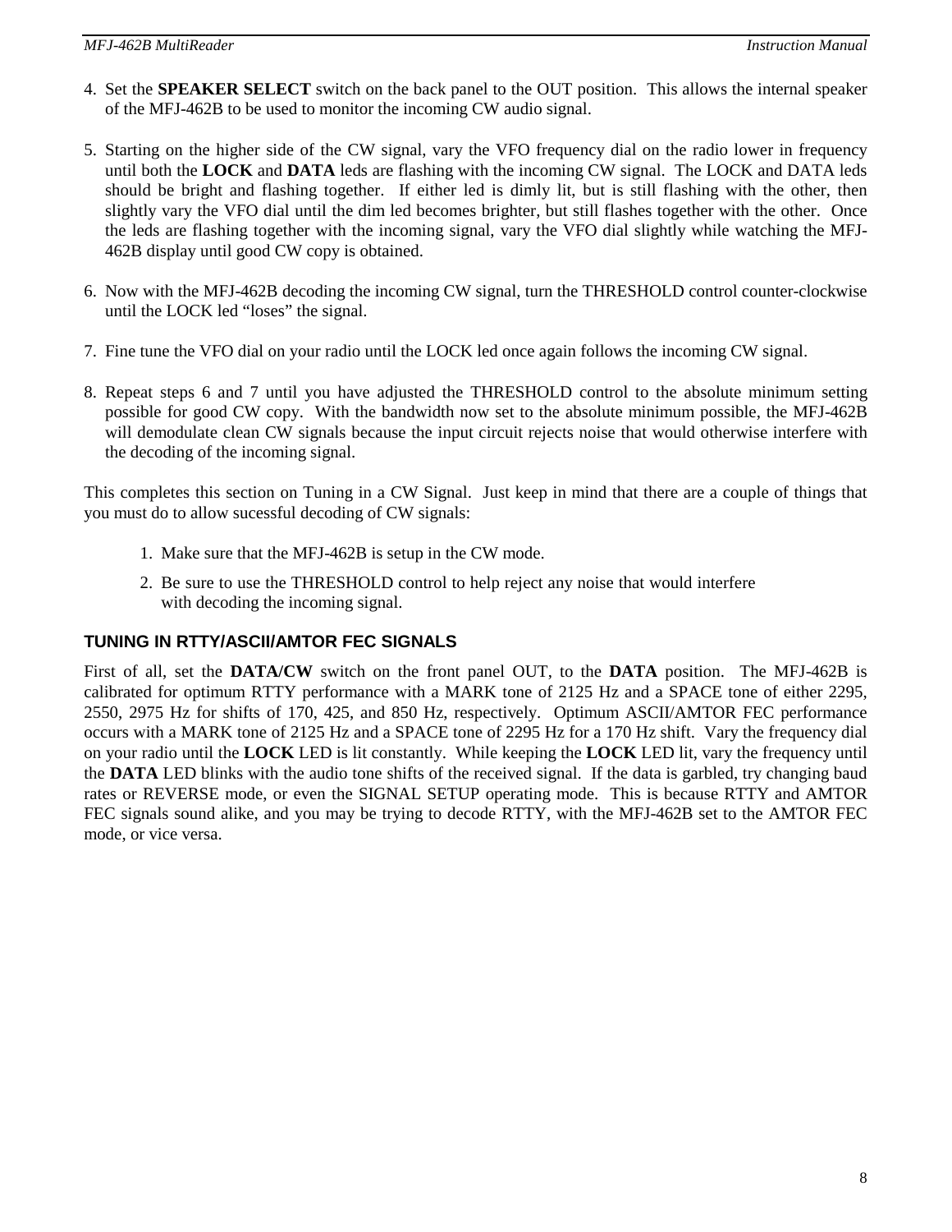4. Set the **SPEAKER SELECT** switch on the back panel to the OUT position. This allows the internal speaker of the MFJ-462B to be used to monitor the incoming CW audio signal.

5. Starting on the higher side of the CW signal, vary the VFO frequency dial on the radio lower in frequency until both the **LOCK** and **DATA** leds are flashing with the incoming CW signal. The LOCK and DATA leds should be bright and flashing together. If either led is dimly lit, but is still flashing with the other, then slightly vary the VFO dial until the dim led becomes brighter, but still flashes together with the other. Once the leds are flashing together with the incoming signal, vary the VFO dial slightly while watching the MFJ-462B display until good CW copy is obtained.

6. Now with the MFJ-462B decoding the incoming CW signal, turn the THRESHOLD control counter-clockwise until the LOCK led “loses” the signal.

7. Fine tune the VFO dial on your radio until the LOCK led once again follows the incoming CW signal.

8. Repeat steps 6 and 7 until you have adjusted the THRESHOLD control to the absolute minimum setting possible for good CW copy. With the bandwidth now set to the absolute minimum possible, the MFJ-462B will demodulate clean CW signals because the input circuit rejects noise that would otherwise interfere with the decoding of the incoming signal.

This completes this section on Tuning in a CW Signal. Just keep in mind that there are a couple of things that you must do to allow sucessful decoding of CW signals:

1. Make sure that the MFJ-462B is setup in the CW mode.
2. Be sure to use the THRESHOLD control to help reject any noise that would interfere with decoding the incoming signal.

### TUNING IN RTTY/ASCII/AMTOR FEC SIGNALS

First of all, set the **DATA/CW** switch on the front panel OUT, to the **DATA** position. The MFJ-462B is calibrated for optimum RTTY performance with a MARK tone of 2125 Hz and a SPACE tone of either 2295, 2550, 2975 Hz for shifts of 170, 425, and 850 Hz, respectively. Optimum ASCII/AMTOR FEC performance occurs with a MARK tone of 2125 Hz and a SPACE tone of 2295 Hz for a 170 Hz shift. Vary the frequency dial on your radio until the **LOCK** LED is lit constantly. While keeping the **LOCK** LED lit, vary the frequency until the **DATA** LED blinks with the audio tone shifts of the received signal. If the data is garbled, try changing baud rates or REVERSE mode, or even the SIGNAL SETUP operating mode. This is because RTTY and AMTOR FEC signals sound alike, and you may be trying to decode RTTY, with the MFJ-462B set to the AMTOR FEC mode, or vice versa.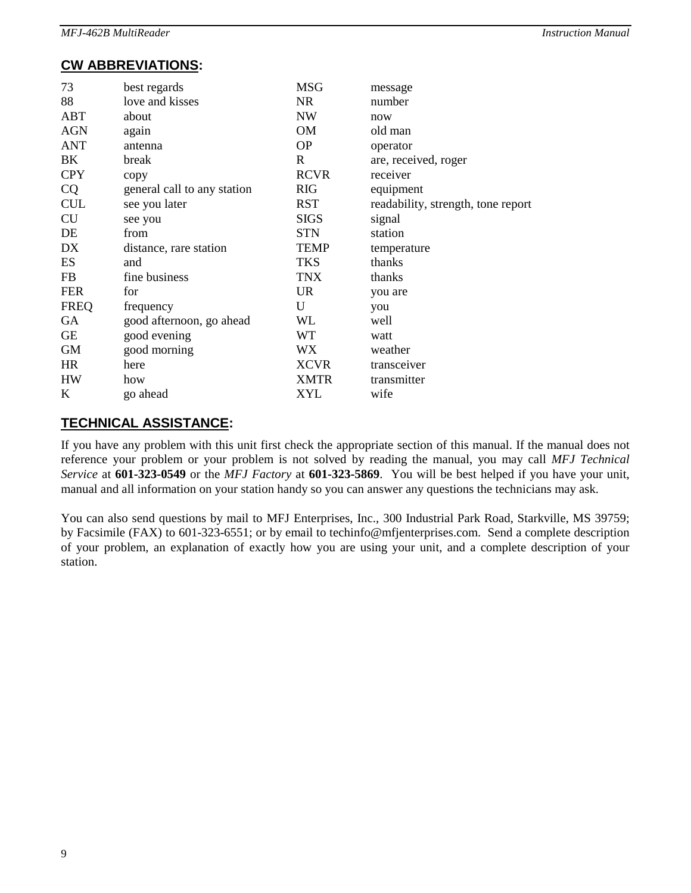## CW ABBREVIATIONS:

| | | | |
|---|---|---|---|
| 73 | best regards | MSG | message |
| 88 | love and kisses | NR | number |
| ABT | about | NW | now |
| AGN | again | OM | old man |
| ANT | antenna | OP | operator |
| BK | break | R | are, received, roger |
| CPY | copy | RCVR | receiver |
| CQ | general call to any station | RIG | equipment |
| CUL | see you later | RST | readability, strength, tone report |
| CU | see you | SIGS | signal |
| DE | from | STN | station |
| DX | distance, rare station | TEMP | temperature |
| ES | and | TKS | thanks |
| FB | fine business | TNX | thanks |
| FER | for | UR | you are |
| FREQ | frequency | U | you |
| GA | good afternoon, go ahead | WL | well |
| GE | good evening | WT | watt |
| GM | good morning | WX | weather |
| HR | here | XCVR | transceiver |
| HW | how | XMTR | transmitter |
| K | go ahead | XYL | wife |

## TECHNICAL ASSISTANCE:

If you have any problem with this unit first check the appropriate section of this manual. If the manual does not reference your problem or your problem is not solved by reading the manual, you may call *MFJ Technical Service* at **601-323-0549** or the *MFJ Factory* at **601-323-5869**. You will be best helped if you have your unit, manual and all information on your station handy so you can answer any questions the technicians may ask.

You can also send questions by mail to MFJ Enterprises, Inc., 300 Industrial Park Road, Starkville, MS 39759; by Facsimile (FAX) to 601-323-6551; or by email to techinfo@mfjenterprises.com. Send a complete description of your problem, an explanation of exactly how you are using your unit, and a complete description of your station.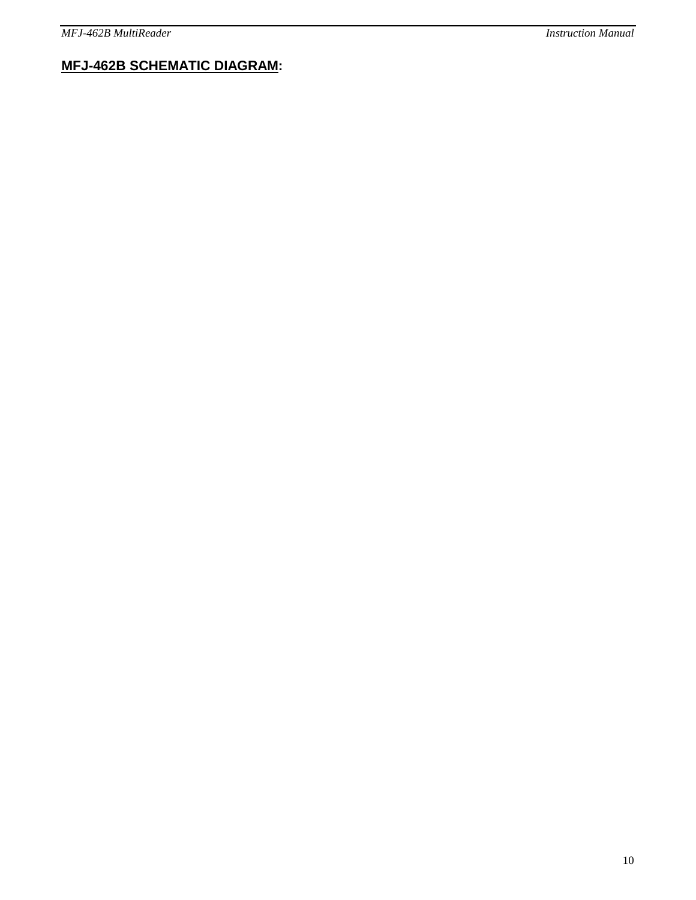## MFJ-462B SCHEMATIC DIAGRAM: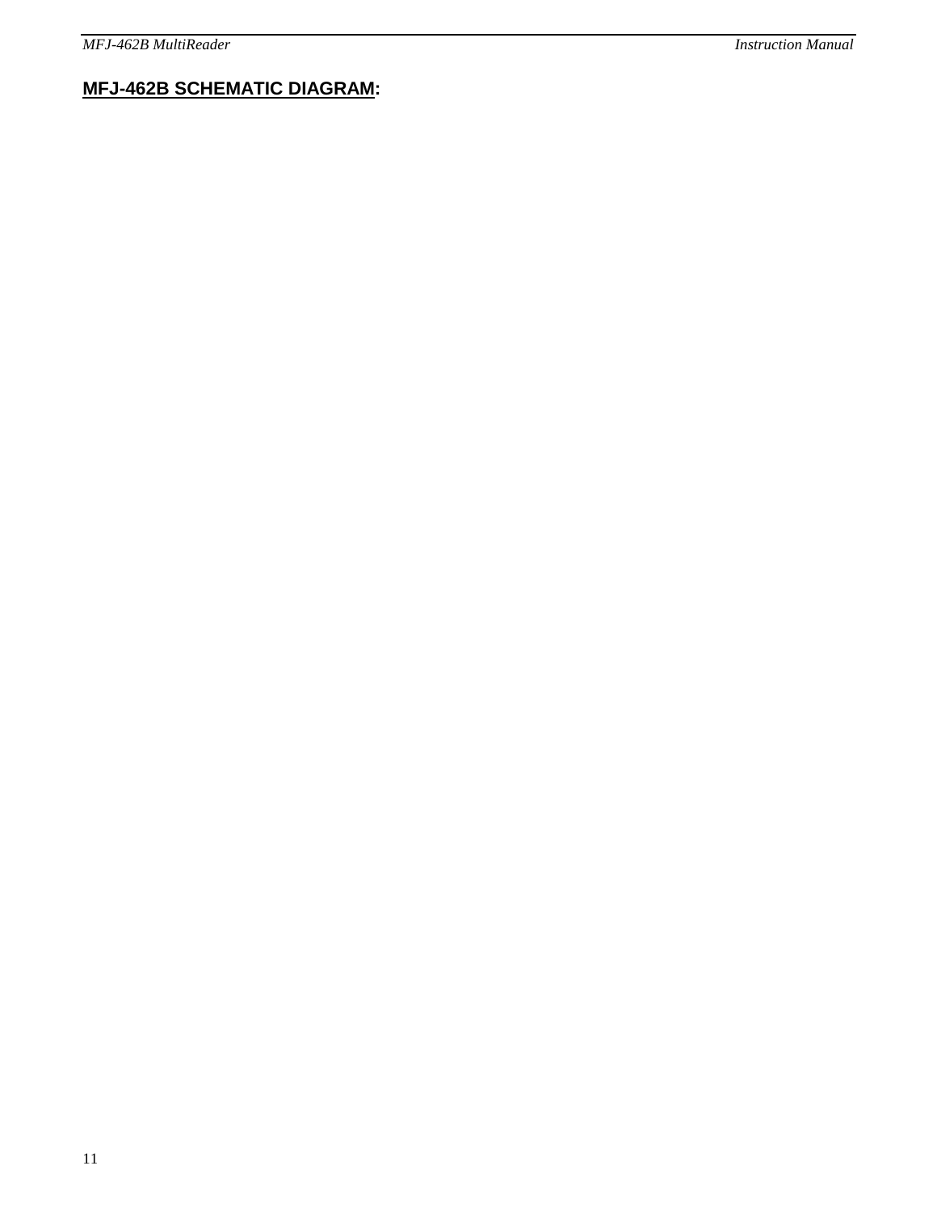**MFJ-462B SCHEMATIC DIAGRAM:**